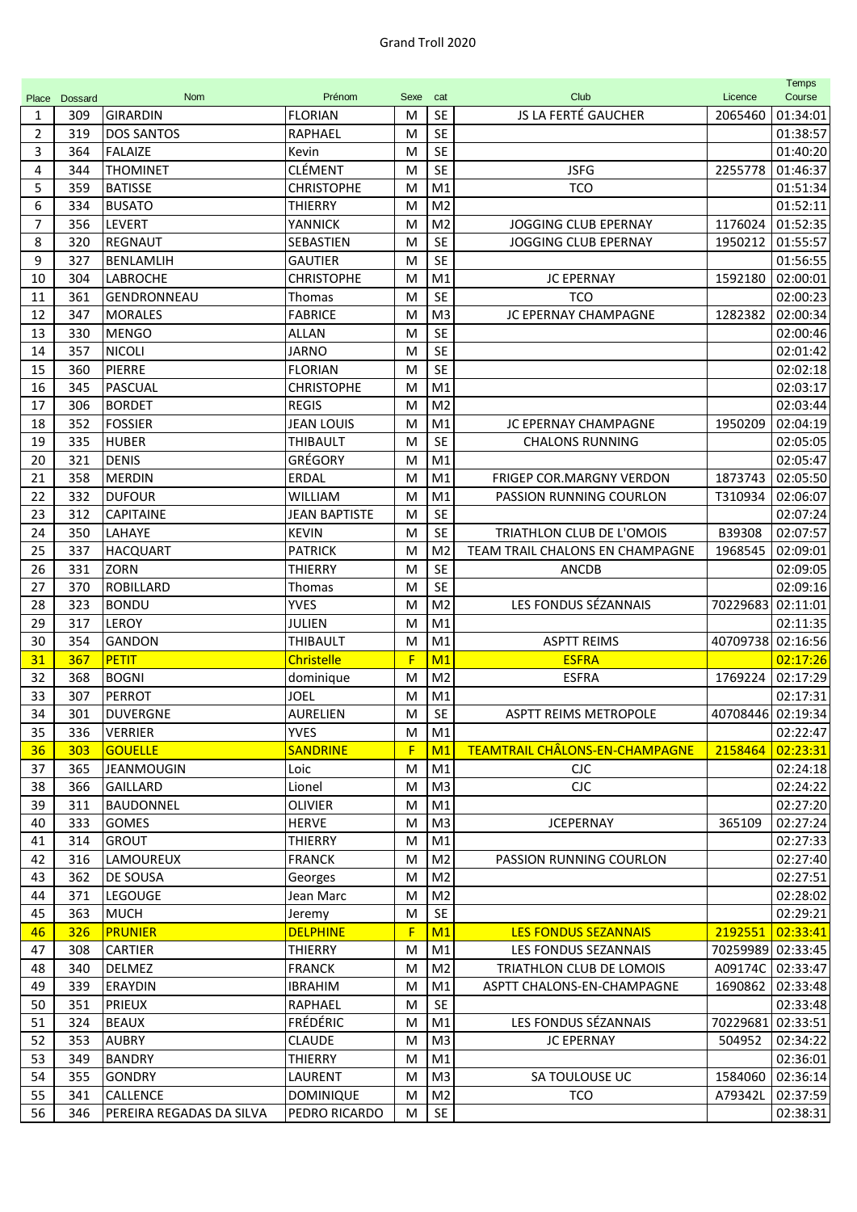Grand Troll 2020

| Place | Dossard | Nom | Prénom | Sexe | cat | Club | Licence | Temps Course |
|---|---|---|---|---|---|---|---|---|
| 1 | 309 | GIRARDIN | FLORIAN | M | SE | JS LA FERTÉ GAUCHER | 2065460 | 01:34:01 |
| 2 | 319 | DOS SANTOS | RAPHAEL | M | SE | | | 01:38:57 |
| 3 | 364 | FALAIZE | Kevin | M | SE | | | 01:40:20 |
| 4 | 344 | THOMINET | CLÉMENT | M | SE | JSFG | 2255778 | 01:46:37 |
| 5 | 359 | BATISSE | CHRISTOPHE | M | M1 | TCO | | 01:51:34 |
| 6 | 334 | BUSATO | THIERRY | M | M2 | | | 01:52:11 |
| 7 | 356 | LEVERT | YANNICK | M | M2 | JOGGING CLUB EPERNAY | 1176024 | 01:52:35 |
| 8 | 320 | REGNAUT | SEBASTIEN | M | SE | JOGGING CLUB EPERNAY | 1950212 | 01:55:57 |
| 9 | 327 | BENLAMLIH | GAUTIER | M | SE | | | 01:56:55 |
| 10 | 304 | LABROCHE | CHRISTOPHE | M | M1 | JC EPERNAY | 1592180 | 02:00:01 |
| 11 | 361 | GENDRONNEAU | Thomas | M | SE | TCO | | 02:00:23 |
| 12 | 347 | MORALES | FABRICE | M | M3 | JC EPERNAY CHAMPAGNE | 1282382 | 02:00:34 |
| 13 | 330 | MENGO | ALLAN | M | SE | | | 02:00:46 |
| 14 | 357 | NICOLI | JARNO | M | SE | | | 02:01:42 |
| 15 | 360 | PIERRE | FLORIAN | M | SE | | | 02:02:18 |
| 16 | 345 | PASCUAL | CHRISTOPHE | M | M1 | | | 02:03:17 |
| 17 | 306 | BORDET | REGIS | M | M2 | | | 02:03:44 |
| 18 | 352 | FOSSIER | JEAN LOUIS | M | M1 | JC EPERNAY CHAMPAGNE | 1950209 | 02:04:19 |
| 19 | 335 | HUBER | THIBAULT | M | SE | CHALONS RUNNING | | 02:05:05 |
| 20 | 321 | DENIS | GRÉGORY | M | M1 | | | 02:05:47 |
| 21 | 358 | MERDIN | ERDAL | M | M1 | FRIGEP COR.MARGNY VERDON | 1873743 | 02:05:50 |
| 22 | 332 | DUFOUR | WILLIAM | M | M1 | PASSION RUNNING COURLON | T310934 | 02:06:07 |
| 23 | 312 | CAPITAINE | JEAN BAPTISTE | M | SE | | | 02:07:24 |
| 24 | 350 | LAHAYE | KEVIN | M | SE | TRIATHLON CLUB DE L'OMOIS | B39308 | 02:07:57 |
| 25 | 337 | HACQUART | PATRICK | M | M2 | TEAM TRAIL CHALONS EN CHAMPAGNE | 1968545 | 02:09:01 |
| 26 | 331 | ZORN | THIERRY | M | SE | ANCDB | | 02:09:05 |
| 27 | 370 | ROBILLARD | Thomas | M | SE | | | 02:09:16 |
| 28 | 323 | BONDU | YVES | M | M2 | LES FONDUS SÉZANNAIS | 70229683 | 02:11:01 |
| 29 | 317 | LEROY | JULIEN | M | M1 | | | 02:11:35 |
| 30 | 354 | GANDON | THIBAULT | M | M1 | ASPTT REIMS | 40709738 | 02:16:56 |
| 31 | 367 | PETIT | Christelle | F | M1 | ESFRA | | 02:17:26 |
| 32 | 368 | BOGNI | dominique | M | M2 | ESFRA | 1769224 | 02:17:29 |
| 33 | 307 | PERROT | JOEL | M | M1 | | | 02:17:31 |
| 34 | 301 | DUVERGNE | AURELIEN | M | SE | ASPTT REIMS METROPOLE | 40708446 | 02:19:34 |
| 35 | 336 | VERRIER | YVES | M | M1 | | | 02:22:47 |
| 36 | 303 | GOUELLE | SANDRINE | F | M1 | TEAMTRAIL CHÂLONS-EN-CHAMPAGNE | 2158464 | 02:23:31 |
| 37 | 365 | JEANMOUGIN | Loic | M | M1 | CJC | | 02:24:18 |
| 38 | 366 | GAILLARD | Lionel | M | M3 | CJC | | 02:24:22 |
| 39 | 311 | BAUDONNEL | OLIVIER | M | M1 | | | 02:27:20 |
| 40 | 333 | GOMES | HERVE | M | M3 | JCEPERNAY | 365109 | 02:27:24 |
| 41 | 314 | GROUT | THIERRY | M | M1 | | | 02:27:33 |
| 42 | 316 | LAMOUREUX | FRANCK | M | M2 | PASSION RUNNING COURLON | | 02:27:40 |
| 43 | 362 | DE SOUSA | Georges | M | M2 | | | 02:27:51 |
| 44 | 371 | LEGOUGE | Jean Marc | M | M2 | | | 02:28:02 |
| 45 | 363 | MUCH | Jeremy | M | SE | | | 02:29:21 |
| 46 | 326 | PRUNIER | DELPHINE | F | M1 | LES FONDUS SEZANNAIS | 2192551 | 02:33:41 |
| 47 | 308 | CARTIER | THIERRY | M | M1 | LES FONDUS SEZANNAIS | 70259989 | 02:33:45 |
| 48 | 340 | DELMEZ | FRANCK | M | M2 | TRIATHLON CLUB DE LOMOIS | A09174C | 02:33:47 |
| 49 | 339 | ERAYDIN | IBRAHIM | M | M1 | ASPTT CHALONS-EN-CHAMPAGNE | 1690862 | 02:33:48 |
| 50 | 351 | PRIEUX | RAPHAEL | M | SE | | | 02:33:48 |
| 51 | 324 | BEAUX | FRÉDÉRIC | M | M1 | LES FONDUS SÉZANNAIS | 70229681 | 02:33:51 |
| 52 | 353 | AUBRY | CLAUDE | M | M3 | JC EPERNAY | 504952 | 02:34:22 |
| 53 | 349 | BANDRY | THIERRY | M | M1 | | | 02:36:01 |
| 54 | 355 | GONDRY | LAURENT | M | M3 | SA TOULOUSE UC | 1584060 | 02:36:14 |
| 55 | 341 | CALLENCE | DOMINIQUE | M | M2 | TCO | A79342L | 02:37:59 |
| 56 | 346 | PEREIRA REGADAS DA SILVA | PEDRO RICARDO | M | SE | | | 02:38:31 |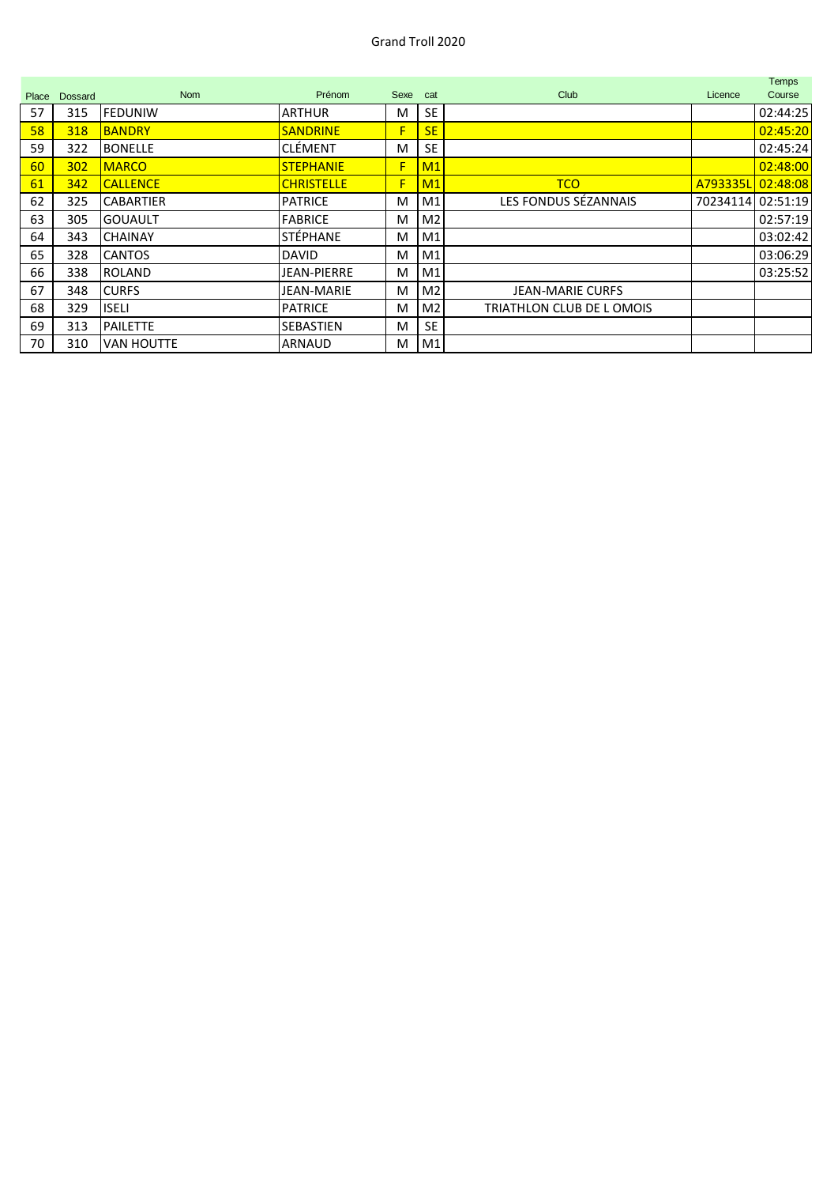Grand Troll 2020

| Place | Dossard | Nom | Prénom | Sexe | cat | Club | Licence | Temps Course |
|---|---|---|---|---|---|---|---|---|
| 57 | 315 | FEDUNIW | ARTHUR | M | SE | | | 02:44:25 |
| 58 | 318 | BANDRY | SANDRINE | F | SE | | | 02:45:20 |
| 59 | 322 | BONELLE | CLÉMENT | M | SE | | | 02:45:24 |
| 60 | 302 | MARCO | STEPHANIE | F | M1 | | | 02:48:00 |
| 61 | 342 | CALLENCE | CHRISTELLE | F | M1 | TCO | A793335L | 02:48:08 |
| 62 | 325 | CABARTIER | PATRICE | M | M1 | LES FONDUS SÉZANNAIS | 70234114 | 02:51:19 |
| 63 | 305 | GOUAULT | FABRICE | M | M2 | | | 02:57:19 |
| 64 | 343 | CHAINAY | STÉPHANE | M | M1 | | | 03:02:42 |
| 65 | 328 | CANTOS | DAVID | M | M1 | | | 03:06:29 |
| 66 | 338 | ROLAND | JEAN-PIERRE | M | M1 | | | 03:25:52 |
| 67 | 348 | CURFS | JEAN-MARIE | M | M2 | JEAN-MARIE CURFS | | |
| 68 | 329 | ISELI | PATRICE | M | M2 | TRIATHLON CLUB DE L OMOIS | | |
| 69 | 313 | PAILETTE | SEBASTIEN | M | SE | | | |
| 70 | 310 | VAN HOUTTE | ARNAUD | M | M1 | | | |